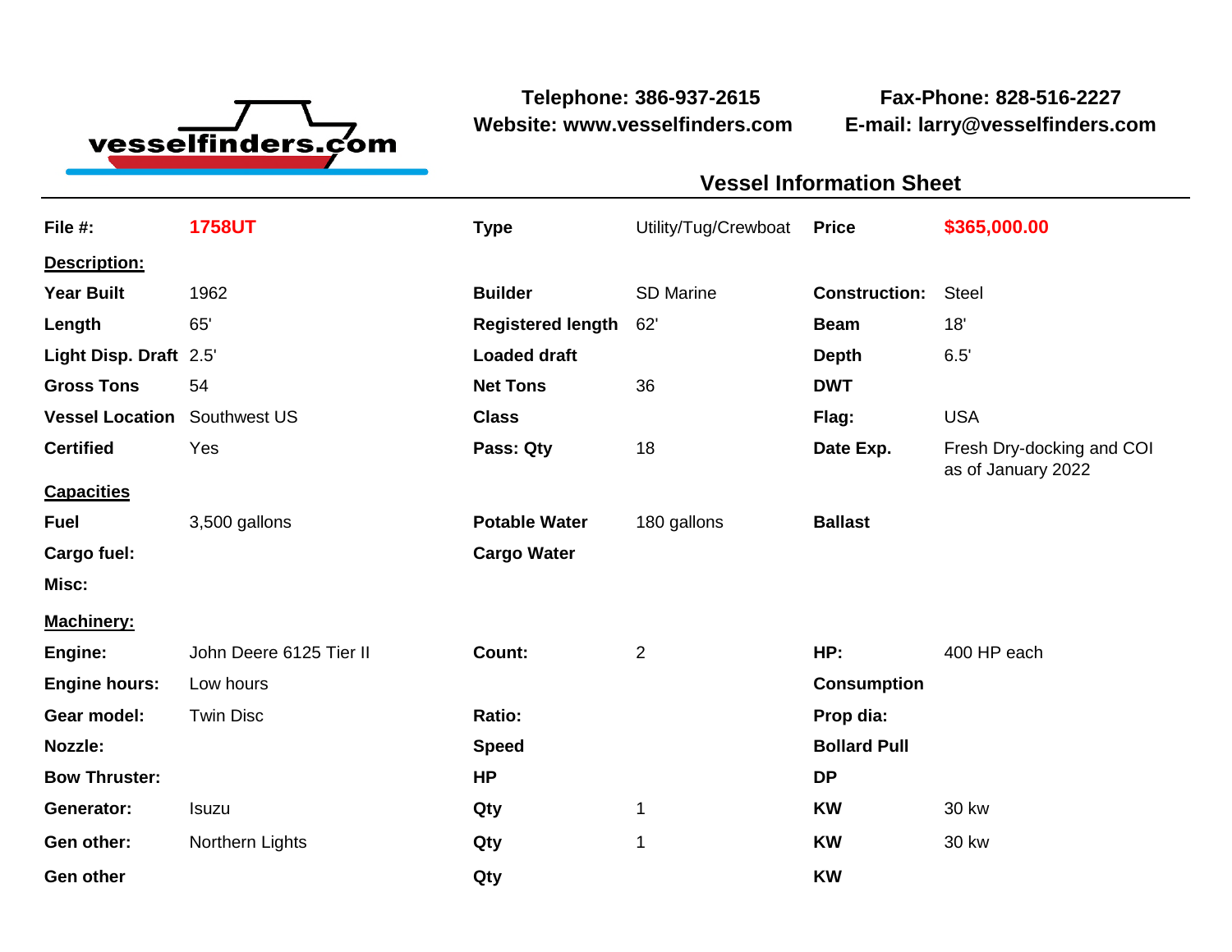vesselfinders.com

**Telephone: 386-937-2615**
**Website: www.vesselfinders.com**

**Fax-Phone: 828-516-2227**
**E-mail: larry@vesselfinders.com**

## Vessel Information Sheet

| **File #:** | **1758UT** | **Type** | Utility/Tug/Crewboat | **Price** | **$365,000.00** |
|---|---|---|---|---|---|
| **Description:** | | | | | |
| **Year Built** | 1962 | **Builder** | SD Marine | **Construction:** | Steel |
| **Length** | 65' | **Registered length** | 62' | **Beam** | 18' |
| **Light Disp. Draft** | 2.5' | **Loaded draft** | | **Depth** | 6.5' |
| **Gross Tons** | 54 | **Net Tons** | 36 | **DWT** | |
| **Vessel Location** | Southwest US | **Class** | | **Flag:** | USA |
| **Certified** | Yes | **Pass: Qty** | 18 | **Date Exp.** | Fresh Dry-docking and COI as of January 2022 |
| **Capacities** | | | | | |
| **Fuel** | 3,500 gallons | **Potable Water** | 180 gallons | **Ballast** | |
| **Cargo fuel:** | | **Cargo Water** | | | |
| **Misc:** | | | | | |
| **Machinery:** | | | | | |
| **Engine:** | John Deere 6125 Tier II | **Count:** | 2 | **HP:** | 400 HP each |
| **Engine hours:** | Low hours | | | **Consumption** | |
| **Gear model:** | Twin Disc | **Ratio:** | | **Prop dia:** | |
| **Nozzle:** | | **Speed** | | **Bollard Pull** | |
| **Bow Thruster:** | | **HP** | | **DP** | |
| **Generator:** | Isuzu | **Qty** | 1 | **KW** | 30 kw |
| **Gen other:** | Northern Lights | **Qty** | 1 | **KW** | 30 kw |
| **Gen other** | | **Qty** | | **KW** | |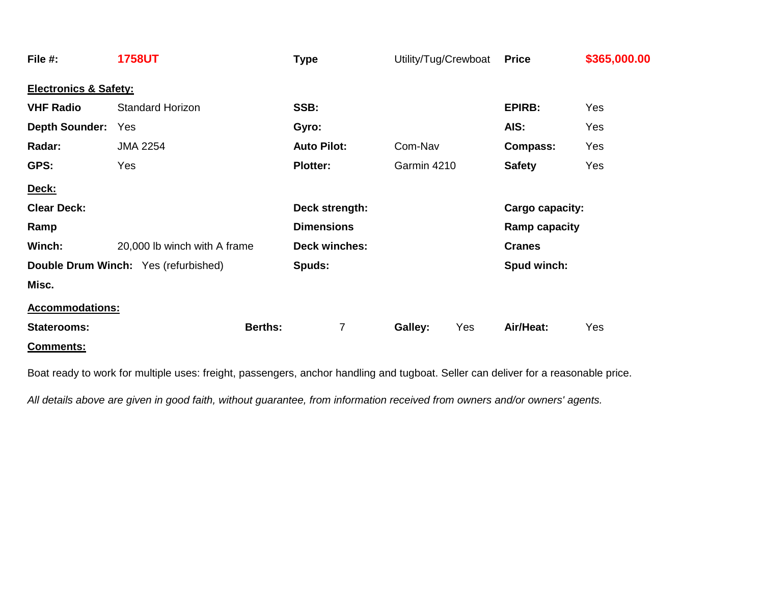| | | | | | |
|---|---|---|---|---|---|
| **File #:** | **1758UT** | **Type** | Utility/Tug/Crewboat | **Price** | **$365,000.00** |

**Electronics & Safety:**

| | | | | | |
|---|---|---|---|---|---|
| **VHF Radio** | Standard Horizon | **SSB:** | | **EPIRB:** | Yes |
| **Depth Sounder:** | Yes | **Gyro:** | | **AIS:** | Yes |
| **Radar:** | JMA 2254 | **Auto Pilot:** | Com-Nav | **Compass:** | Yes |
| **GPS:** | Yes | **Plotter:** | Garmin 4210 | **Safety** | Yes |

**Deck:**

| | | | | | |
|---|---|---|---|---|---|
| **Clear Deck:** | | **Deck strength:** | | **Cargo capacity:** | |
| **Ramp** | | **Dimensions** | | **Ramp capacity** | |
| **Winch:** | 20,000 lb winch with A frame | **Deck winches:** | | **Cranes** | |
| **Double Drum Winch:** | Yes (refurbished) | **Spuds:** | | **Spud winch:** | |
| **Misc.** | | | | | |

**Accommodations:**

| | | | | | | | |
|---|---|---|---|---|---|---|---|
| **Staterooms:** | | **Berths:** | 7 | **Galley:** | Yes | **Air/Heat:** | Yes |

**Comments:**

Boat ready to work for multiple uses: freight, passengers, anchor handling and tugboat. Seller can deliver for a reasonable price.

*All details above are given in good faith, without guarantee, from information received from owners and/or owners' agents.*